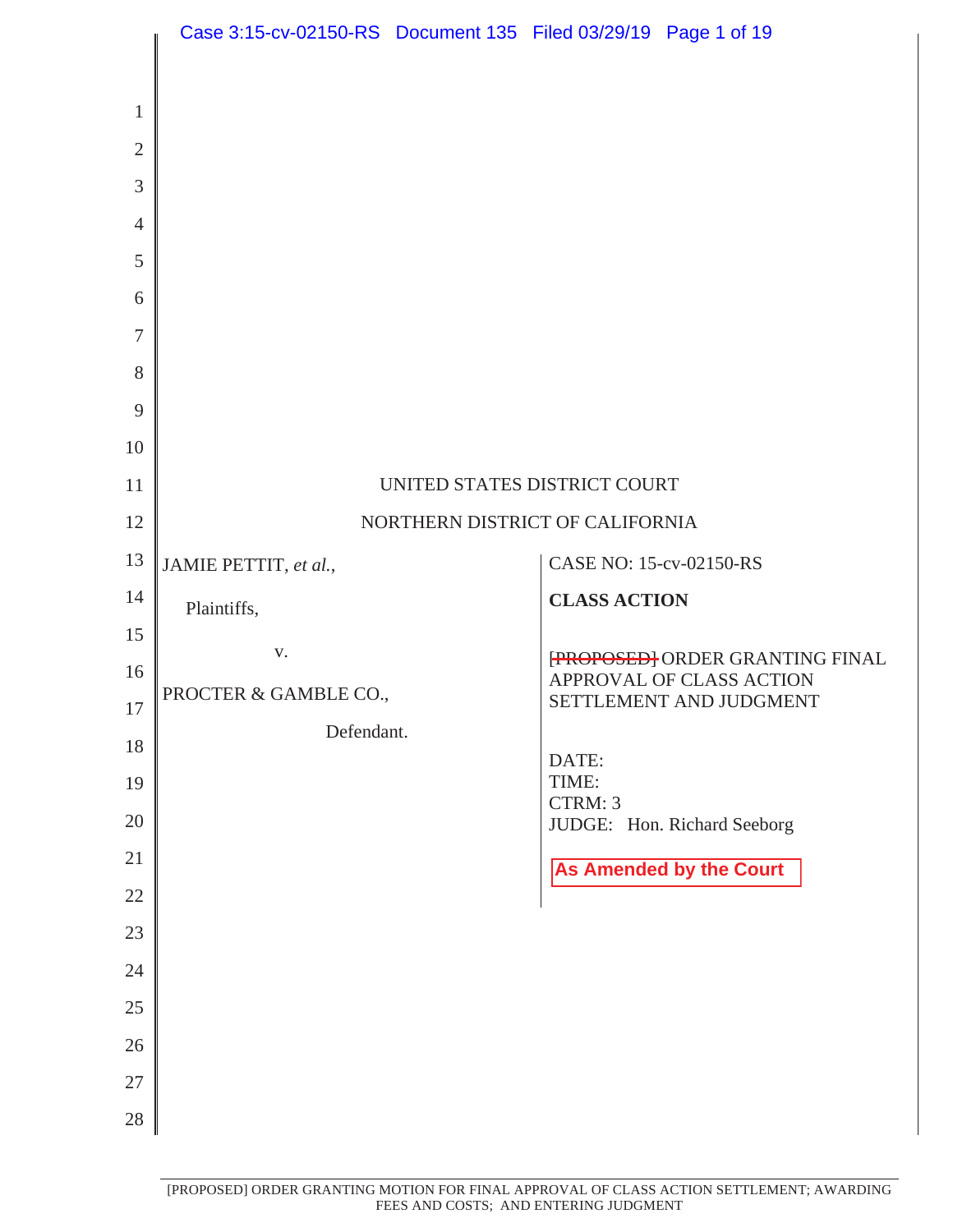UNITED STATES DISTRICT COURT

NORTHERN DISTRICT OF CALIFORNIA

JAMIE PETTIT, *et al.*,

Plaintiffs,

v.

PROCTER & GAMBLE CO.,

Defendant.

CASE NO: 15-cv-02150-RS

**CLASS ACTION**

~~[PROPOSED]~~ ORDER GRANTING FINAL APPROVAL OF CLASS ACTION SETTLEMENT AND JUDGMENT

DATE:
TIME:
CTRM: 3
JUDGE: Hon. Richard Seeborg

**As Amended by the Court**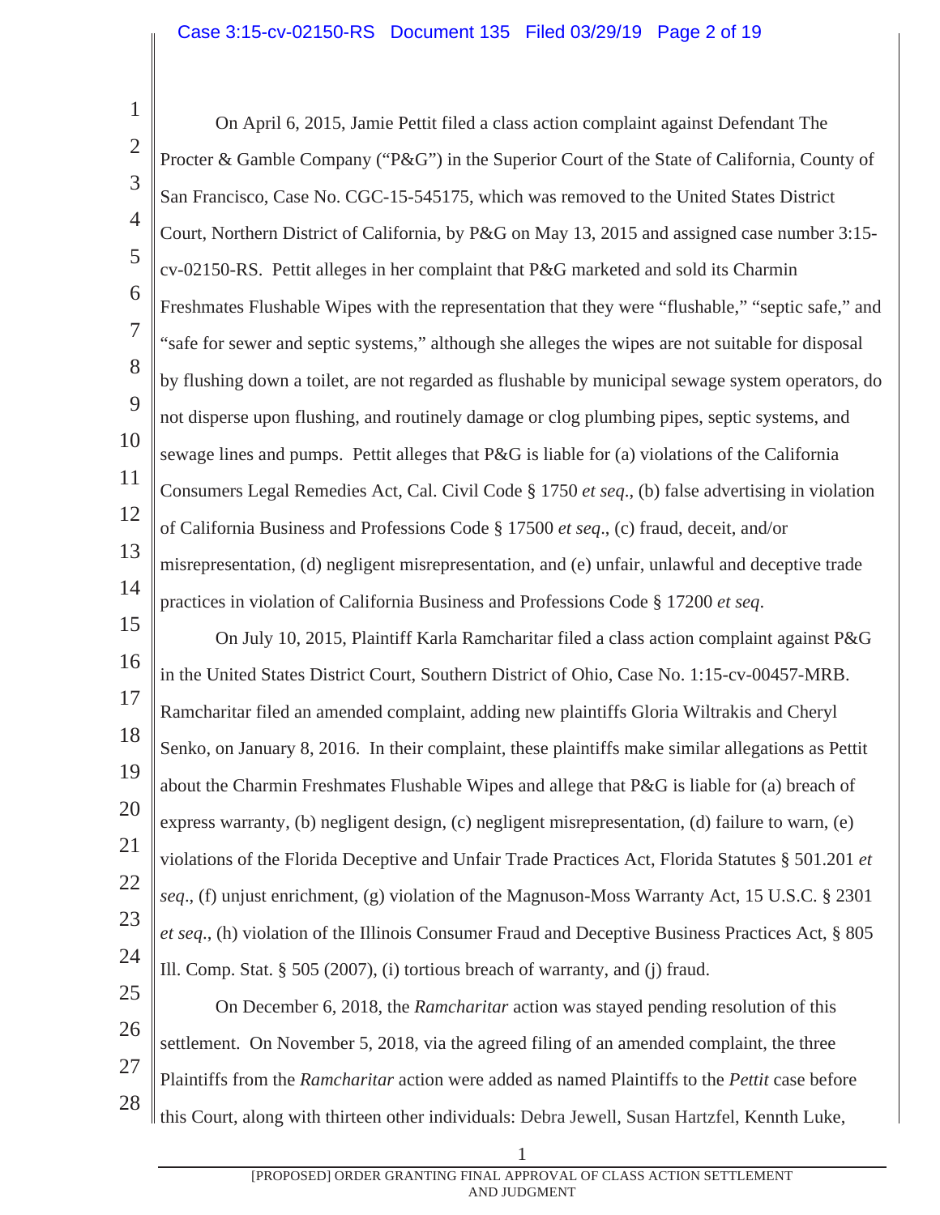On April 6, 2015, Jamie Pettit filed a class action complaint against Defendant The Procter & Gamble Company ("P&G") in the Superior Court of the State of California, County of San Francisco, Case No. CGC-15-545175, which was removed to the United States District Court, Northern District of California, by P&G on May 13, 2015 and assigned case number 3:15-cv-02150-RS. Pettit alleges in her complaint that P&G marketed and sold its Charmin Freshmates Flushable Wipes with the representation that they were "flushable," "septic safe," and "safe for sewer and septic systems," although she alleges the wipes are not suitable for disposal by flushing down a toilet, are not regarded as flushable by municipal sewage system operators, do not disperse upon flushing, and routinely damage or clog plumbing pipes, septic systems, and sewage lines and pumps. Pettit alleges that P&G is liable for (a) violations of the California Consumers Legal Remedies Act, Cal. Civil Code § 1750 *et seq*., (b) false advertising in violation of California Business and Professions Code § 17500 *et seq*., (c) fraud, deceit, and/or misrepresentation, (d) negligent misrepresentation, and (e) unfair, unlawful and deceptive trade practices in violation of California Business and Professions Code § 17200 *et seq*.

On July 10, 2015, Plaintiff Karla Ramcharitar filed a class action complaint against P&G in the United States District Court, Southern District of Ohio, Case No. 1:15-cv-00457-MRB. Ramcharitar filed an amended complaint, adding new plaintiffs Gloria Wiltrakis and Cheryl Senko, on January 8, 2016. In their complaint, these plaintiffs make similar allegations as Pettit about the Charmin Freshmates Flushable Wipes and allege that P&G is liable for (a) breach of express warranty, (b) negligent design, (c) negligent misrepresentation, (d) failure to warn, (e) violations of the Florida Deceptive and Unfair Trade Practices Act, Florida Statutes § 501.201 *et seq*., (f) unjust enrichment, (g) violation of the Magnuson-Moss Warranty Act, 15 U.S.C. § 2301 *et seq*., (h) violation of the Illinois Consumer Fraud and Deceptive Business Practices Act, § 805 Ill. Comp. Stat. § 505 (2007), (i) tortious breach of warranty, and (j) fraud.

On December 6, 2018, the *Ramcharitar* action was stayed pending resolution of this settlement. On November 5, 2018, via the agreed filing of an amended complaint, the three Plaintiffs from the *Ramcharitar* action were added as named Plaintiffs to the *Pettit* case before this Court, along with thirteen other individuals: Debra Jewell, Susan Hartzfel, Kennth Luke,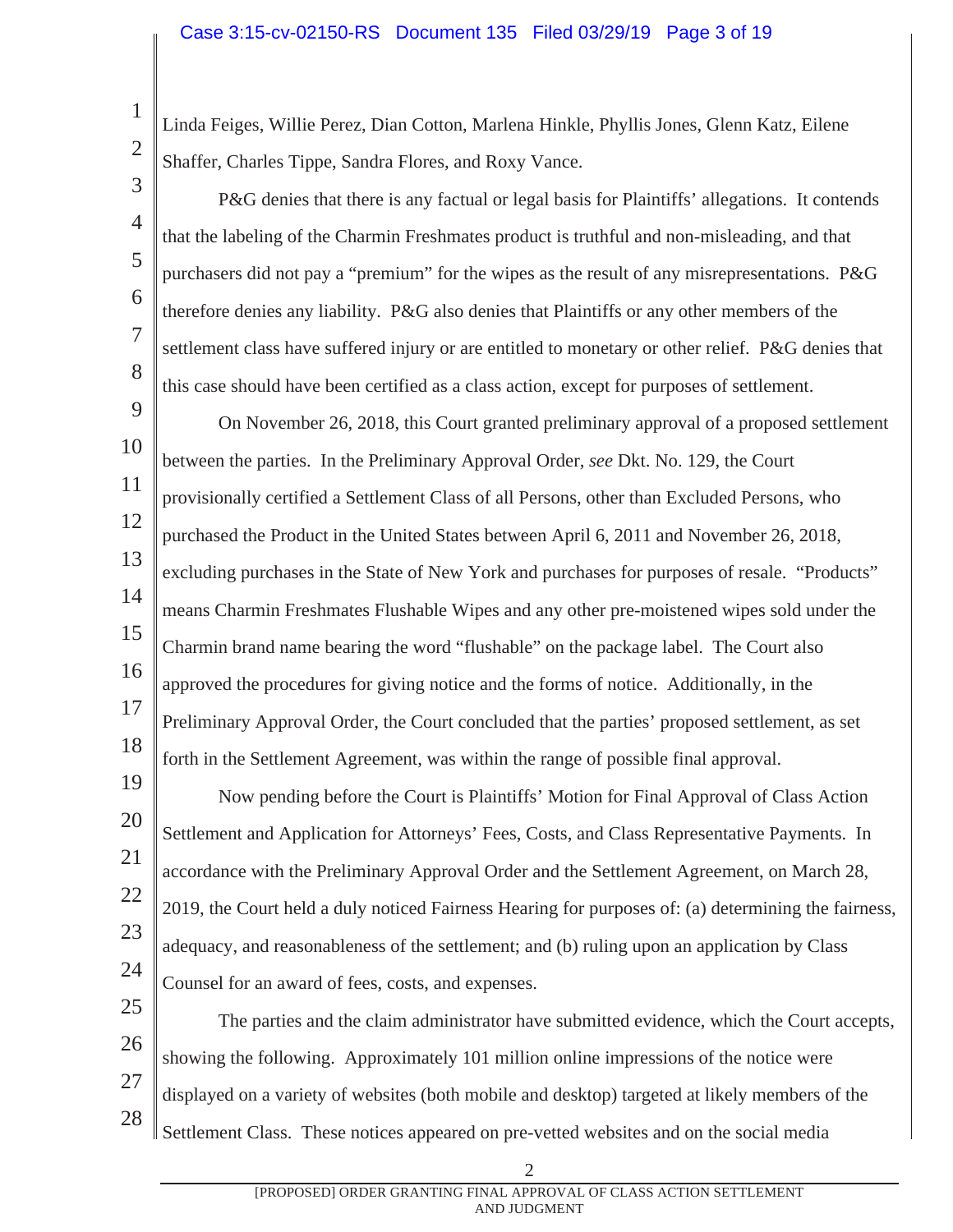Linda Feiges, Willie Perez, Dian Cotton, Marlena Hinkle, Phyllis Jones, Glenn Katz, Eilene Shaffer, Charles Tippe, Sandra Flores, and Roxy Vance.

P&G denies that there is any factual or legal basis for Plaintiffs' allegations. It contends that the labeling of the Charmin Freshmates product is truthful and non-misleading, and that purchasers did not pay a "premium" for the wipes as the result of any misrepresentations. P&G therefore denies any liability. P&G also denies that Plaintiffs or any other members of the settlement class have suffered injury or are entitled to monetary or other relief. P&G denies that this case should have been certified as a class action, except for purposes of settlement.

On November 26, 2018, this Court granted preliminary approval of a proposed settlement between the parties. In the Preliminary Approval Order, *see* Dkt. No. 129, the Court provisionally certified a Settlement Class of all Persons, other than Excluded Persons, who purchased the Product in the United States between April 6, 2011 and November 26, 2018, excluding purchases in the State of New York and purchases for purposes of resale. "Products" means Charmin Freshmates Flushable Wipes and any other pre-moistened wipes sold under the Charmin brand name bearing the word "flushable" on the package label. The Court also approved the procedures for giving notice and the forms of notice. Additionally, in the Preliminary Approval Order, the Court concluded that the parties' proposed settlement, as set forth in the Settlement Agreement, was within the range of possible final approval.

Now pending before the Court is Plaintiffs' Motion for Final Approval of Class Action Settlement and Application for Attorneys' Fees, Costs, and Class Representative Payments. In accordance with the Preliminary Approval Order and the Settlement Agreement, on March 28, 2019, the Court held a duly noticed Fairness Hearing for purposes of: (a) determining the fairness, adequacy, and reasonableness of the settlement; and (b) ruling upon an application by Class Counsel for an award of fees, costs, and expenses.

The parties and the claim administrator have submitted evidence, which the Court accepts, showing the following. Approximately 101 million online impressions of the notice were displayed on a variety of websites (both mobile and desktop) targeted at likely members of the Settlement Class. These notices appeared on pre-vetted websites and on the social media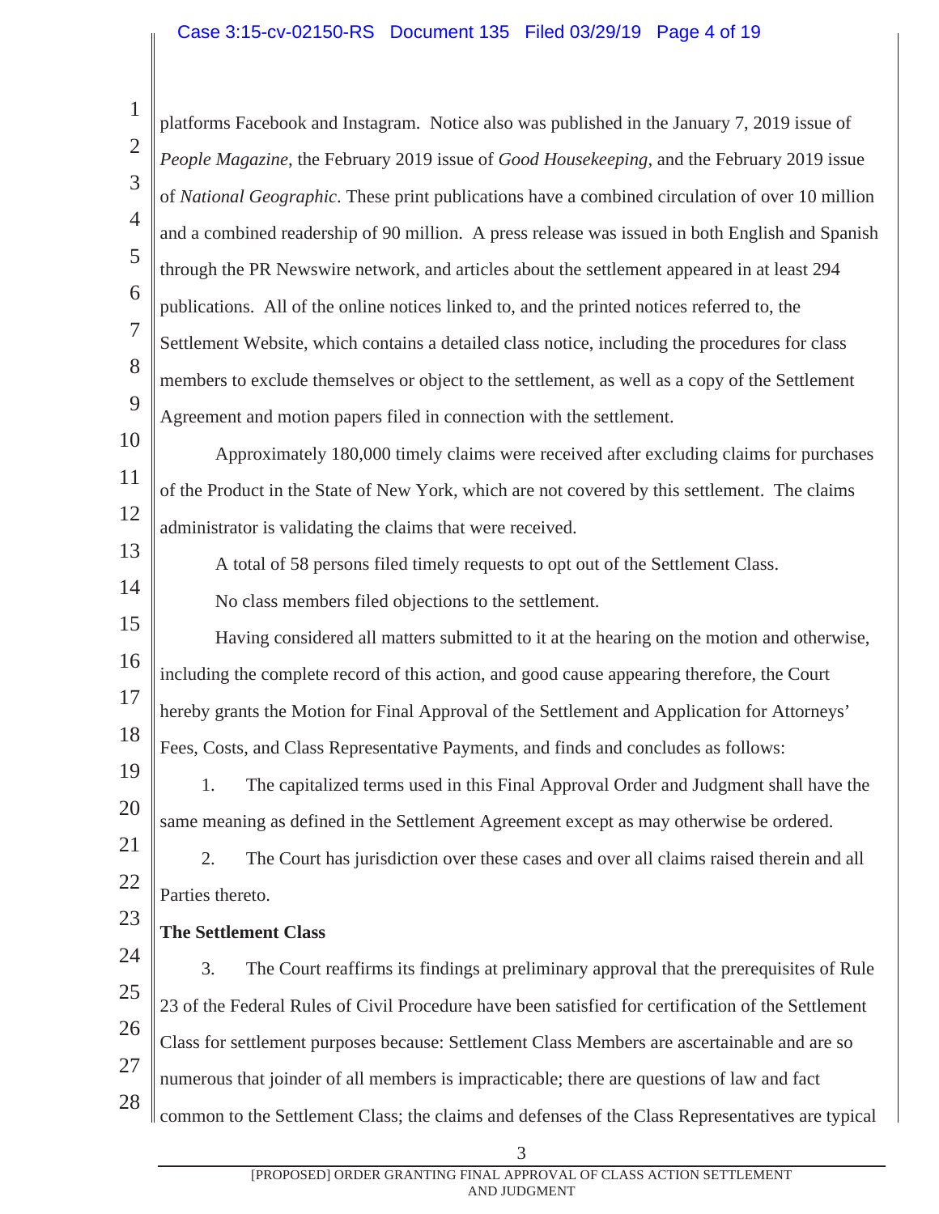platforms Facebook and Instagram. Notice also was published in the January 7, 2019 issue of *People Magazine*, the February 2019 issue of *Good Housekeeping*, and the February 2019 issue of *National Geographic*. These print publications have a combined circulation of over 10 million and a combined readership of 90 million. A press release was issued in both English and Spanish through the PR Newswire network, and articles about the settlement appeared in at least 294 publications. All of the online notices linked to, and the printed notices referred to, the Settlement Website, which contains a detailed class notice, including the procedures for class members to exclude themselves or object to the settlement, as well as a copy of the Settlement Agreement and motion papers filed in connection with the settlement.

Approximately 180,000 timely claims were received after excluding claims for purchases of the Product in the State of New York, which are not covered by this settlement. The claims administrator is validating the claims that were received.

A total of 58 persons filed timely requests to opt out of the Settlement Class.

No class members filed objections to the settlement.

Having considered all matters submitted to it at the hearing on the motion and otherwise, including the complete record of this action, and good cause appearing therefore, the Court hereby grants the Motion for Final Approval of the Settlement and Application for Attorneys' Fees, Costs, and Class Representative Payments, and finds and concludes as follows:

1. The capitalized terms used in this Final Approval Order and Judgment shall have the same meaning as defined in the Settlement Agreement except as may otherwise be ordered.

2. The Court has jurisdiction over these cases and over all claims raised therein and all Parties thereto.

**The Settlement Class**

3. The Court reaffirms its findings at preliminary approval that the prerequisites of Rule 23 of the Federal Rules of Civil Procedure have been satisfied for certification of the Settlement Class for settlement purposes because: Settlement Class Members are ascertainable and are so numerous that joinder of all members is impracticable; there are questions of law and fact common to the Settlement Class; the claims and defenses of the Class Representatives are typical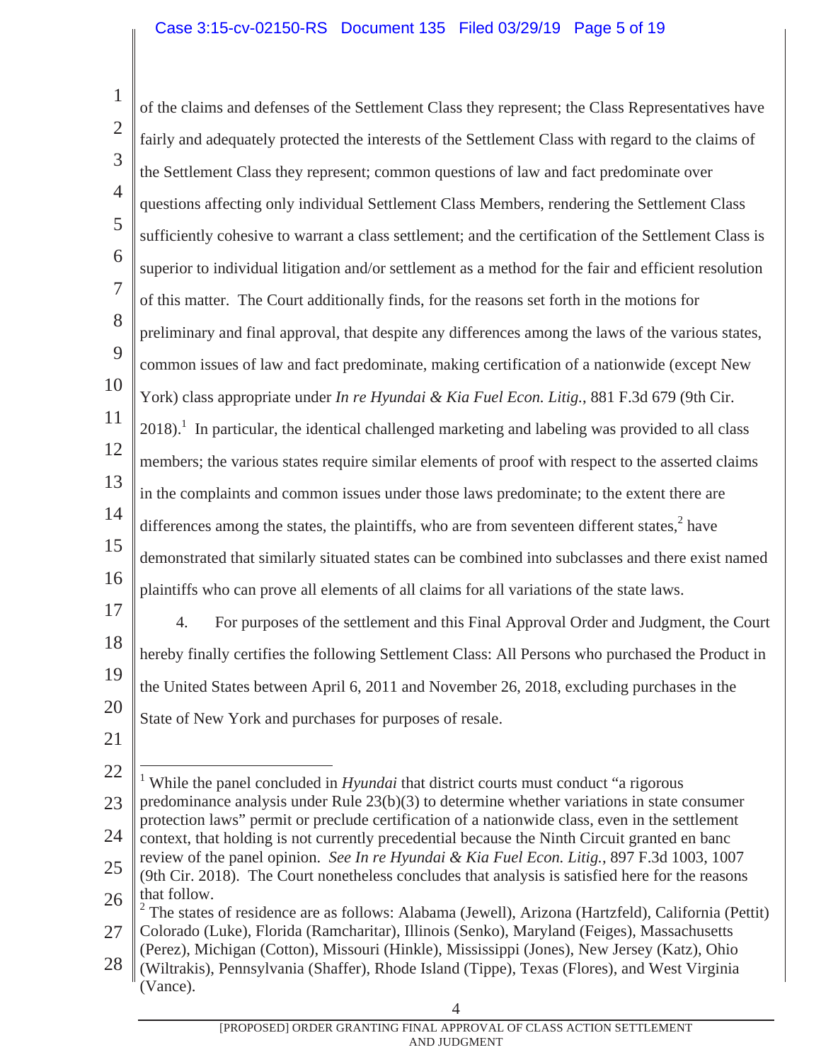of the claims and defenses of the Settlement Class they represent; the Class Representatives have fairly and adequately protected the interests of the Settlement Class with regard to the claims of the Settlement Class they represent; common questions of law and fact predominate over questions affecting only individual Settlement Class Members, rendering the Settlement Class sufficiently cohesive to warrant a class settlement; and the certification of the Settlement Class is superior to individual litigation and/or settlement as a method for the fair and efficient resolution of this matter. The Court additionally finds, for the reasons set forth in the motions for preliminary and final approval, that despite any differences among the laws of the various states, common issues of law and fact predominate, making certification of a nationwide (except New York) class appropriate under *In re Hyundai & Kia Fuel Econ. Litig.*, 881 F.3d 679 (9th Cir. 2018).[1] In particular, the identical challenged marketing and labeling was provided to all class members; the various states require similar elements of proof with respect to the asserted claims in the complaints and common issues under those laws predominate; to the extent there are differences among the states, the plaintiffs, who are from seventeen different states,[2] have demonstrated that similarly situated states can be combined into subclasses and there exist named plaintiffs who can prove all elements of all claims for all variations of the state laws.

4. For purposes of the settlement and this Final Approval Order and Judgment, the Court hereby finally certifies the following Settlement Class: All Persons who purchased the Product in the United States between April 6, 2011 and November 26, 2018, excluding purchases in the State of New York and purchases for purposes of resale.

---

[1] While the panel concluded in *Hyundai* that district courts must conduct "a rigorous predominance analysis under Rule 23(b)(3) to determine whether variations in state consumer protection laws" permit or preclude certification of a nationwide class, even in the settlement context, that holding is not currently precedential because the Ninth Circuit granted en banc review of the panel opinion. *See In re Hyundai & Kia Fuel Econ. Litig.*, 897 F.3d 1003, 1007 (9th Cir. 2018). The Court nonetheless concludes that analysis is satisfied here for the reasons that follow.

[2] The states of residence are as follows: Alabama (Jewell), Arizona (Hartzfeld), California (Pettit) Colorado (Luke), Florida (Ramcharitar), Illinois (Senko), Maryland (Feiges), Massachusetts (Perez), Michigan (Cotton), Missouri (Hinkle), Mississippi (Jones), New Jersey (Katz), Ohio (Wiltrakis), Pennsylvania (Shaffer), Rhode Island (Tippe), Texas (Flores), and West Virginia (Vance).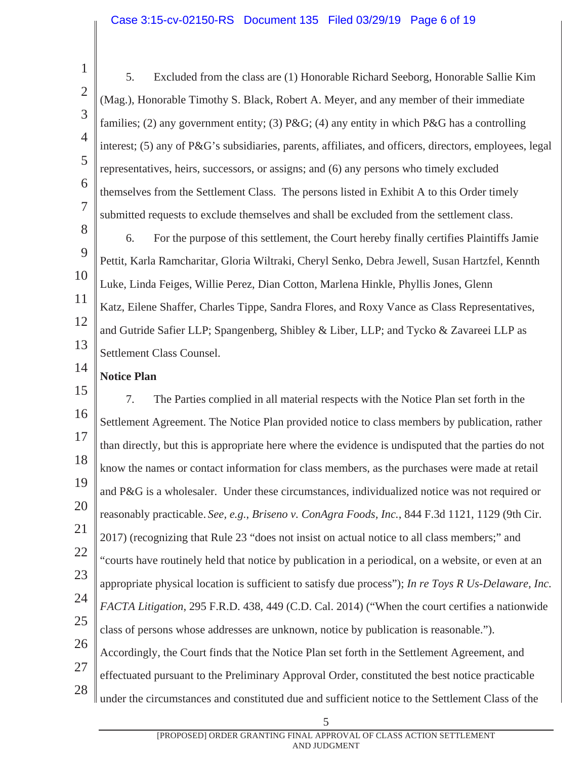5. Excluded from the class are (1) Honorable Richard Seeborg, Honorable Sallie Kim (Mag.), Honorable Timothy S. Black, Robert A. Meyer, and any member of their immediate families; (2) any government entity; (3) P&G; (4) any entity in which P&G has a controlling interest; (5) any of P&G's subsidiaries, parents, affiliates, and officers, directors, employees, legal representatives, heirs, successors, or assigns; and (6) any persons who timely excluded themselves from the Settlement Class. The persons listed in Exhibit A to this Order timely submitted requests to exclude themselves and shall be excluded from the settlement class.

6. For the purpose of this settlement, the Court hereby finally certifies Plaintiffs Jamie Pettit, Karla Ramcharitar, Gloria Wiltraki, Cheryl Senko, Debra Jewell, Susan Hartzfel, Kennth Luke, Linda Feiges, Willie Perez, Dian Cotton, Marlena Hinkle, Phyllis Jones, Glenn Katz, Eilene Shaffer, Charles Tippe, Sandra Flores, and Roxy Vance as Class Representatives, and Gutride Safier LLP; Spangenberg, Shibley & Liber, LLP; and Tycko & Zavareei LLP as Settlement Class Counsel.

**Notice Plan**

7. The Parties complied in all material respects with the Notice Plan set forth in the Settlement Agreement. The Notice Plan provided notice to class members by publication, rather than directly, but this is appropriate here where the evidence is undisputed that the parties do not know the names or contact information for class members, as the purchases were made at retail and P&G is a wholesaler. Under these circumstances, individualized notice was not required or reasonably practicable. *See, e.g., Briseno v. ConAgra Foods, Inc.*, 844 F.3d 1121, 1129 (9th Cir. 2017) (recognizing that Rule 23 "does not insist on actual notice to all class members;" and "courts have routinely held that notice by publication in a periodical, on a website, or even at an appropriate physical location is sufficient to satisfy due process"); *In re Toys R Us-Delaware, Inc. FACTA Litigation*, 295 F.R.D. 438, 449 (C.D. Cal. 2014) ("When the court certifies a nationwide class of persons whose addresses are unknown, notice by publication is reasonable."). Accordingly, the Court finds that the Notice Plan set forth in the Settlement Agreement, and effectuated pursuant to the Preliminary Approval Order, constituted the best notice practicable under the circumstances and constituted due and sufficient notice to the Settlement Class of the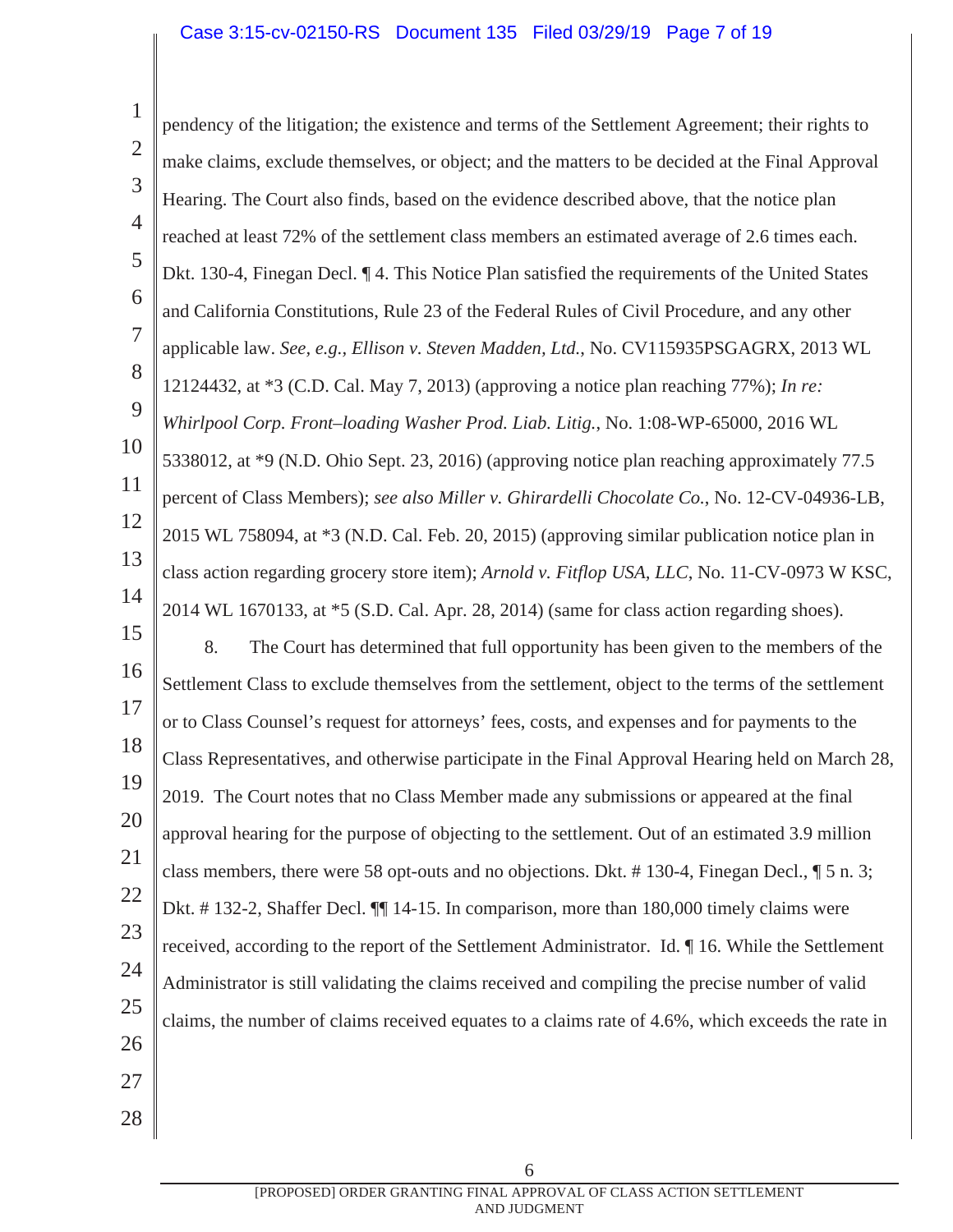pendency of the litigation; the existence and terms of the Settlement Agreement; their rights to make claims, exclude themselves, or object; and the matters to be decided at the Final Approval Hearing. The Court also finds, based on the evidence described above, that the notice plan reached at least 72% of the settlement class members an estimated average of 2.6 times each. Dkt. 130-4, Finegan Decl. ¶ 4. This Notice Plan satisfied the requirements of the United States and California Constitutions, Rule 23 of the Federal Rules of Civil Procedure, and any other applicable law. *See, e.g., Ellison v. Steven Madden, Ltd.*, No. CV115935PSGAGRX, 2013 WL 12124432, at *3 (C.D. Cal. May 7, 2013) (approving a notice plan reaching 77%); *In re: Whirlpool Corp. Front–loading Washer Prod. Liab. Litig.*, No. 1:08-WP-65000, 2016 WL 5338012, at *9 (N.D. Ohio Sept. 23, 2016) (approving notice plan reaching approximately 77.5 percent of Class Members); *see also Miller v. Ghirardelli Chocolate Co.*, No. 12-CV-04936-LB, 2015 WL 758094, at *3 (N.D. Cal. Feb. 20, 2015) (approving similar publication notice plan in class action regarding grocery store item); *Arnold v. Fitflop USA, LLC*, No. 11-CV-0973 W KSC, 2014 WL 1670133, at *5 (S.D. Cal. Apr. 28, 2014) (same for class action regarding shoes).

8. The Court has determined that full opportunity has been given to the members of the Settlement Class to exclude themselves from the settlement, object to the terms of the settlement or to Class Counsel's request for attorneys' fees, costs, and expenses and for payments to the Class Representatives, and otherwise participate in the Final Approval Hearing held on March 28, 2019. The Court notes that no Class Member made any submissions or appeared at the final approval hearing for the purpose of objecting to the settlement. Out of an estimated 3.9 million class members, there were 58 opt-outs and no objections. Dkt. # 130-4, Finegan Decl., ¶ 5 n. 3; Dkt. # 132-2, Shaffer Decl. ¶¶ 14-15. In comparison, more than 180,000 timely claims were received, according to the report of the Settlement Administrator. Id. ¶ 16. While the Settlement Administrator is still validating the claims received and compiling the precise number of valid claims, the number of claims received equates to a claims rate of 4.6%, which exceeds the rate in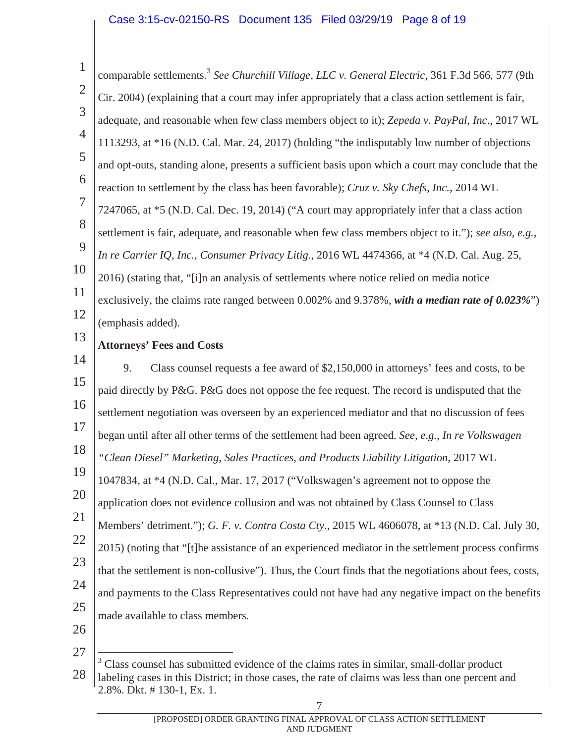comparable settlements.[3] *See Churchill Village, LLC v. General Electric*, 361 F.3d 566, 577 (9th Cir. 2004) (explaining that a court may infer appropriately that a class action settlement is fair, adequate, and reasonable when few class members object to it); *Zepeda v. PayPal, Inc*., 2017 WL 1113293, at *16 (N.D. Cal. Mar. 24, 2017) (holding "the indisputably low number of objections and opt-outs, standing alone, presents a sufficient basis upon which a court may conclude that the reaction to settlement by the class has been favorable); *Cruz v. Sky Chefs, Inc.*, 2014 WL 7247065, at *5 (N.D. Cal. Dec. 19, 2014) ("A court may appropriately infer that a class action settlement is fair, adequate, and reasonable when few class members object to it."); *see also, e.g., In re Carrier IQ, Inc., Consumer Privacy Litig.*, 2016 WL 4474366, at *4 (N.D. Cal. Aug. 25, 2016) (stating that, "[i]n an analysis of settlements where notice relied on media notice exclusively, the claims rate ranged between 0.002% and 9.378%, ***with a median rate of 0.023%***") (emphasis added).

**Attorneys' Fees and Costs**

9. Class counsel requests a fee award of $2,150,000 in attorneys' fees and costs, to be paid directly by P&G. P&G does not oppose the fee request. The record is undisputed that the settlement negotiation was overseen by an experienced mediator and that no discussion of fees began until after all other terms of the settlement had been agreed. *See, e.g., In re Volkswagen "Clean Diesel" Marketing, Sales Practices, and Products Liability Litigation*, 2017 WL 1047834, at *4 (N.D. Cal., Mar. 17, 2017 ("Volkswagen's agreement not to oppose the application does not evidence collusion and was not obtained by Class Counsel to Class Members' detriment."); *G. F. v. Contra Costa Cty*., 2015 WL 4606078, at *13 (N.D. Cal. July 30, 2015) (noting that "[t]he assistance of an experienced mediator in the settlement process confirms that the settlement is non-collusive"). Thus, the Court finds that the negotiations about fees, costs, and payments to the Class Representatives could not have had any negative impact on the benefits made available to class members.

---

[3] Class counsel has submitted evidence of the claims rates in similar, small-dollar product labeling cases in this District; in those cases, the rate of claims was less than one percent and 2.8%. Dkt. # 130-1, Ex. 1.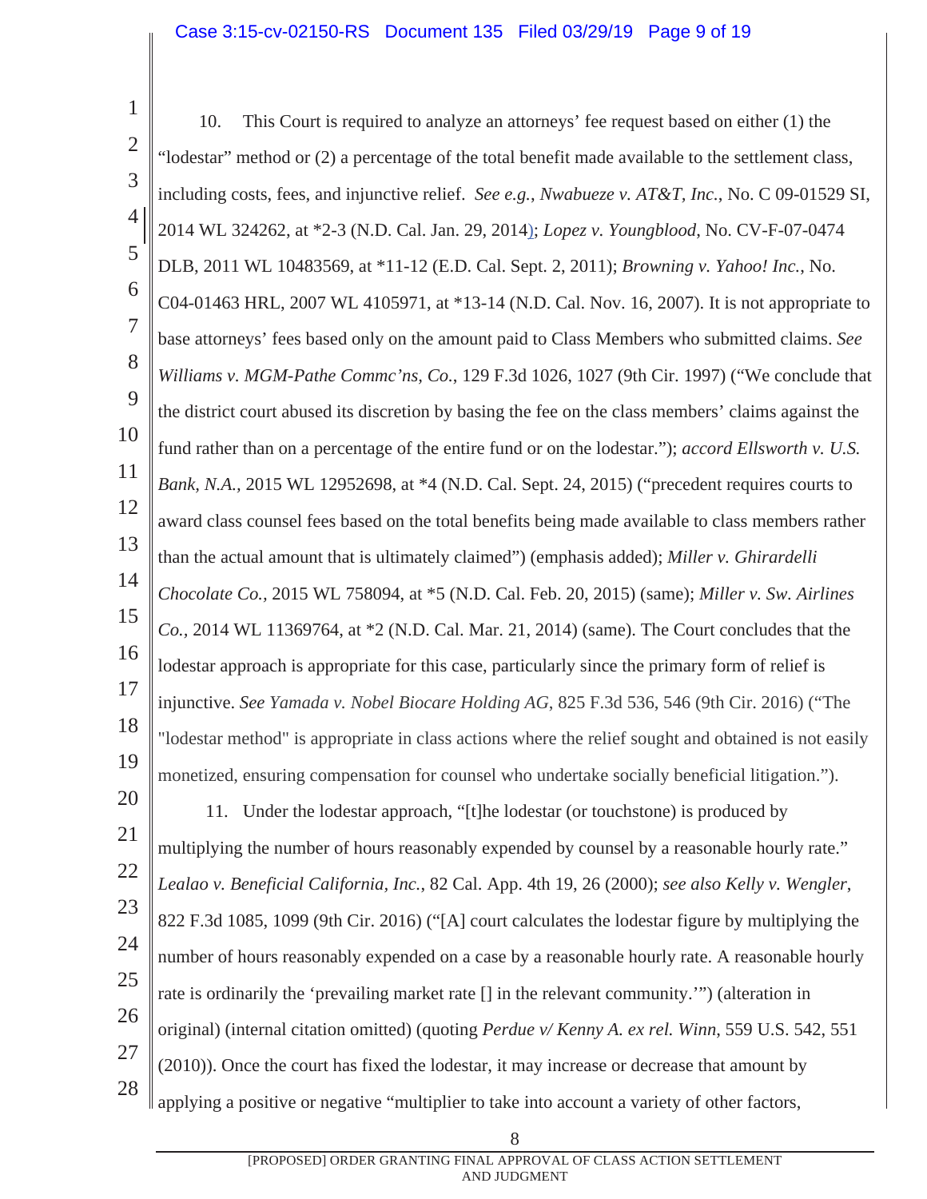10. This Court is required to analyze an attorneys' fee request based on either (1) the "lodestar" method or (2) a percentage of the total benefit made available to the settlement class, including costs, fees, and injunctive relief. *See e.g.*, *Nwabueze v. AT&T, Inc.*, No. C 09-01529 SI, 2014 WL 324262, at *2-3 (N.D. Cal. Jan. 29, 2014); *Lopez v. Youngblood*, No. CV-F-07-0474 DLB, 2011 WL 10483569, at *11-12 (E.D. Cal. Sept. 2, 2011); *Browning v. Yahoo! Inc.*, No. C04-01463 HRL, 2007 WL 4105971, at *13-14 (N.D. Cal. Nov. 16, 2007). It is not appropriate to base attorneys' fees based only on the amount paid to Class Members who submitted claims. *See Williams v. MGM-Pathe Commc'ns, Co.*, 129 F.3d 1026, 1027 (9th Cir. 1997) ("We conclude that the district court abused its discretion by basing the fee on the class members' claims against the fund rather than on a percentage of the entire fund or on the lodestar."); *accord Ellsworth v. U.S. Bank, N.A.*, 2015 WL 12952698, at *4 (N.D. Cal. Sept. 24, 2015) ("precedent requires courts to award class counsel fees based on the total benefits being made available to class members rather than the actual amount that is ultimately claimed") (emphasis added); *Miller v. Ghirardelli Chocolate Co.*, 2015 WL 758094, at *5 (N.D. Cal. Feb. 20, 2015) (same); *Miller v. Sw. Airlines Co.*, 2014 WL 11369764, at *2 (N.D. Cal. Mar. 21, 2014) (same). The Court concludes that the lodestar approach is appropriate for this case, particularly since the primary form of relief is injunctive. *See Yamada v. Nobel Biocare Holding AG*, 825 F.3d 536, 546 (9th Cir. 2016) ("The "lodestar method" is appropriate in class actions where the relief sought and obtained is not easily monetized, ensuring compensation for counsel who undertake socially beneficial litigation.").

11. Under the lodestar approach, "[t]he lodestar (or touchstone) is produced by multiplying the number of hours reasonably expended by counsel by a reasonable hourly rate." *Lealao v. Beneficial California, Inc.*, 82 Cal. App. 4th 19, 26 (2000); *see also Kelly v. Wengler*, 822 F.3d 1085, 1099 (9th Cir. 2016) ("[A] court calculates the lodestar figure by multiplying the number of hours reasonably expended on a case by a reasonable hourly rate. A reasonable hourly rate is ordinarily the 'prevailing market rate [] in the relevant community.'") (alteration in original) (internal citation omitted) (quoting *Perdue v/ Kenny A. ex rel. Winn*, 559 U.S. 542, 551 (2010)). Once the court has fixed the lodestar, it may increase or decrease that amount by applying a positive or negative "multiplier to take into account a variety of other factors,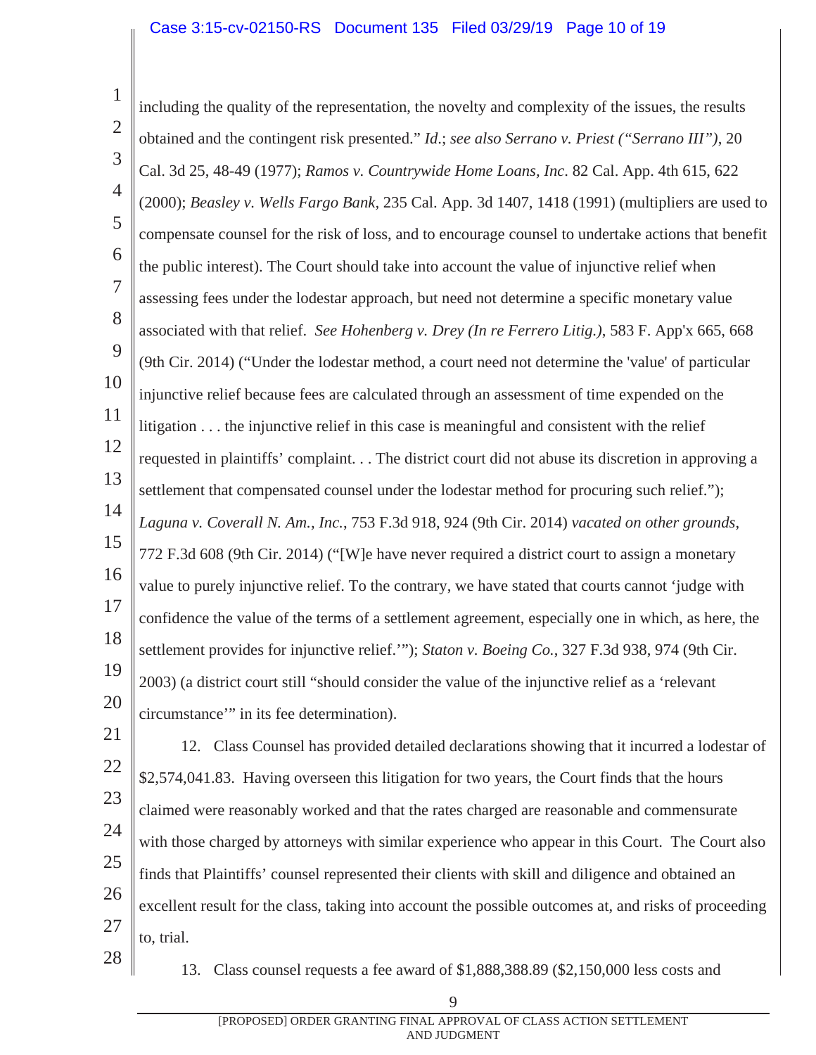including the quality of the representation, the novelty and complexity of the issues, the results obtained and the contingent risk presented." *Id.*; *see also Serrano v. Priest ("Serrano III")*, 20 Cal. 3d 25, 48-49 (1977); *Ramos v. Countrywide Home Loans, Inc.* 82 Cal. App. 4th 615, 622 (2000); *Beasley v. Wells Fargo Bank*, 235 Cal. App. 3d 1407, 1418 (1991) (multipliers are used to compensate counsel for the risk of loss, and to encourage counsel to undertake actions that benefit the public interest). The Court should take into account the value of injunctive relief when assessing fees under the lodestar approach, but need not determine a specific monetary value associated with that relief. *See Hohenberg v. Drey (In re Ferrero Litig.)*, 583 F. App'x 665, 668 (9th Cir. 2014) ("Under the lodestar method, a court need not determine the 'value' of particular injunctive relief because fees are calculated through an assessment of time expended on the litigation . . . the injunctive relief in this case is meaningful and consistent with the relief requested in plaintiffs' complaint. . . The district court did not abuse its discretion in approving a settlement that compensated counsel under the lodestar method for procuring such relief."); *Laguna v. Coverall N. Am., Inc.*, 753 F.3d 918, 924 (9th Cir. 2014) *vacated on other grounds*, 772 F.3d 608 (9th Cir. 2014) ("[W]e have never required a district court to assign a monetary value to purely injunctive relief. To the contrary, we have stated that courts cannot 'judge with confidence the value of the terms of a settlement agreement, especially one in which, as here, the settlement provides for injunctive relief.'"); *Staton v. Boeing Co.*, 327 F.3d 938, 974 (9th Cir. 2003) (a district court still "should consider the value of the injunctive relief as a 'relevant circumstance'" in its fee determination).

12. Class Counsel has provided detailed declarations showing that it incurred a lodestar of $2,574,041.83. Having overseen this litigation for two years, the Court finds that the hours claimed were reasonably worked and that the rates charged are reasonable and commensurate with those charged by attorneys with similar experience who appear in this Court. The Court also finds that Plaintiffs' counsel represented their clients with skill and diligence and obtained an excellent result for the class, taking into account the possible outcomes at, and risks of proceeding to, trial.

13. Class counsel requests a fee award of $1,888,388.89 ($2,150,000 less costs and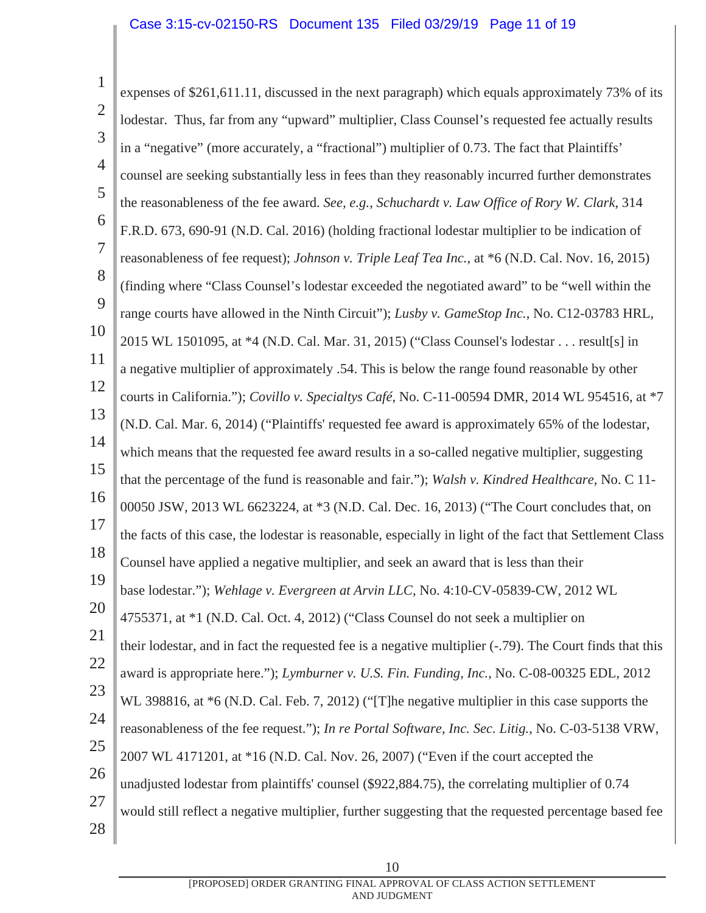expenses of $261,611.11, discussed in the next paragraph) which equals approximately 73% of its lodestar. Thus, far from any "upward" multiplier, Class Counsel's requested fee actually results in a "negative" (more accurately, a "fractional") multiplier of 0.73. The fact that Plaintiffs' counsel are seeking substantially less in fees than they reasonably incurred further demonstrates the reasonableness of the fee award. *See, e.g.*, *Schuchardt v. Law Office of Rory W. Clark*, 314 F.R.D. 673, 690-91 (N.D. Cal. 2016) (holding fractional lodestar multiplier to be indication of reasonableness of fee request); *Johnson v. Triple Leaf Tea Inc.*, at *6 (N.D. Cal. Nov. 16, 2015) (finding where "Class Counsel's lodestar exceeded the negotiated award" to be "well within the range courts have allowed in the Ninth Circuit"); *Lusby v. GameStop Inc.*, No. C12-03783 HRL, 2015 WL 1501095, at *4 (N.D. Cal. Mar. 31, 2015) ("Class Counsel's lodestar . . . result[s] in a negative multiplier of approximately .54. This is below the range found reasonable by other courts in California."); *Covillo v. Specialtys Café*, No. C-11-00594 DMR, 2014 WL 954516, at *7 (N.D. Cal. Mar. 6, 2014) ("Plaintiffs' requested fee award is approximately 65% of the lodestar, which means that the requested fee award results in a so-called negative multiplier, suggesting that the percentage of the fund is reasonable and fair."); *Walsh v. Kindred Healthcare*, No. C 11-00050 JSW, 2013 WL 6623224, at *3 (N.D. Cal. Dec. 16, 2013) ("The Court concludes that, on the facts of this case, the lodestar is reasonable, especially in light of the fact that Settlement Class Counsel have applied a negative multiplier, and seek an award that is less than their base lodestar."); *Wehlage v. Evergreen at Arvin LLC*, No. 4:10-CV-05839-CW, 2012 WL 4755371, at *1 (N.D. Cal. Oct. 4, 2012) ("Class Counsel do not seek a multiplier on their lodestar, and in fact the requested fee is a negative multiplier (-.79). The Court finds that this award is appropriate here."); *Lymburner v. U.S. Fin. Funding, Inc.*, No. C-08-00325 EDL, 2012 WL 398816, at *6 (N.D. Cal. Feb. 7, 2012) ("[T]he negative multiplier in this case supports the reasonableness of the fee request."); *In re Portal Software, Inc. Sec. Litig.*, No. C-03-5138 VRW, 2007 WL 4171201, at *16 (N.D. Cal. Nov. 26, 2007) ("Even if the court accepted the unadjusted lodestar from plaintiffs' counsel ($922,884.75), the correlating multiplier of 0.74 would still reflect a negative multiplier, further suggesting that the requested percentage based fee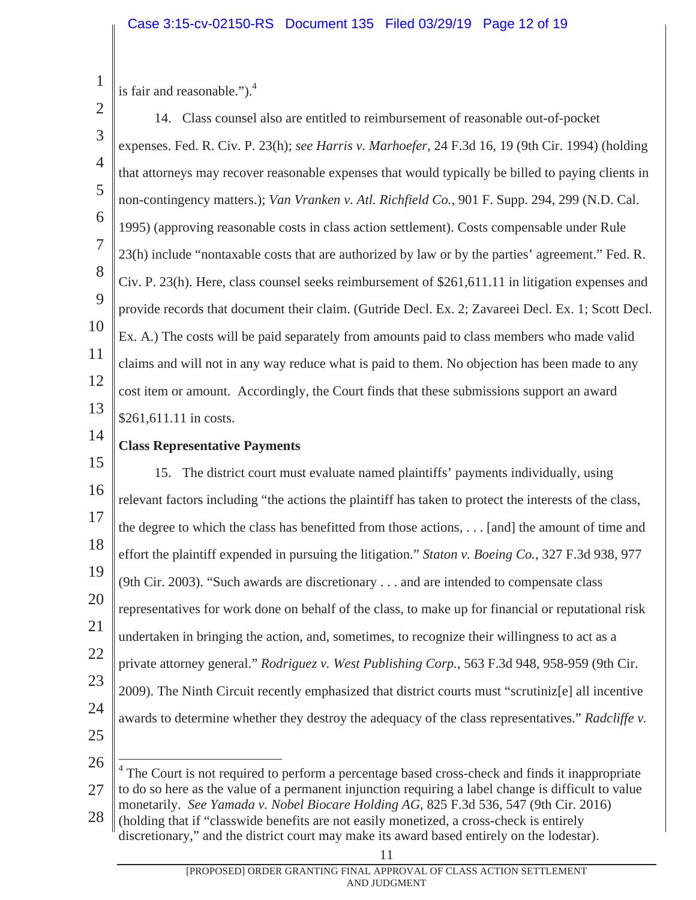is fair and reasonable.").[4]

14. Class counsel also are entitled to reimbursement of reasonable out-of-pocket expenses. Fed. R. Civ. P. 23(h); *see Harris v. Marhoefer*, 24 F.3d 16, 19 (9th Cir. 1994) (holding that attorneys may recover reasonable expenses that would typically be billed to paying clients in non-contingency matters.); *Van Vranken v. Atl. Richfield Co.*, 901 F. Supp. 294, 299 (N.D. Cal. 1995) (approving reasonable costs in class action settlement). Costs compensable under Rule 23(h) include "nontaxable costs that are authorized by law or by the parties' agreement." Fed. R. Civ. P. 23(h). Here, class counsel seeks reimbursement of $261,611.11 in litigation expenses and provide records that document their claim. (Gutride Decl. Ex. 2; Zavareei Decl. Ex. 1; Scott Decl. Ex. A.) The costs will be paid separately from amounts paid to class members who made valid claims and will not in any way reduce what is paid to them. No objection has been made to any cost item or amount. Accordingly, the Court finds that these submissions support an award $261,611.11 in costs.

**Class Representative Payments**

15. The district court must evaluate named plaintiffs' payments individually, using relevant factors including "the actions the plaintiff has taken to protect the interests of the class, the degree to which the class has benefitted from those actions, . . . [and] the amount of time and effort the plaintiff expended in pursuing the litigation." *Staton v. Boeing Co.*, 327 F.3d 938, 977 (9th Cir. 2003). "Such awards are discretionary . . . and are intended to compensate class representatives for work done on behalf of the class, to make up for financial or reputational risk undertaken in bringing the action, and, sometimes, to recognize their willingness to act as a private attorney general." *Rodriguez v. West Publishing Corp.*, 563 F.3d 948, 958-959 (9th Cir. 2009). The Ninth Circuit recently emphasized that district courts must "scrutiniz[e] all incentive awards to determine whether they destroy the adequacy of the class representatives." *Radcliffe v.*

---

[4] The Court is not required to perform a percentage based cross-check and finds it inappropriate to do so here as the value of a permanent injunction requiring a label change is difficult to value monetarily. *See Yamada v. Nobel Biocare Holding AG*, 825 F.3d 536, 547 (9th Cir. 2016) (holding that if "classwide benefits are not easily monetized, a cross-check is entirely discretionary," and the district court may make its award based entirely on the lodestar).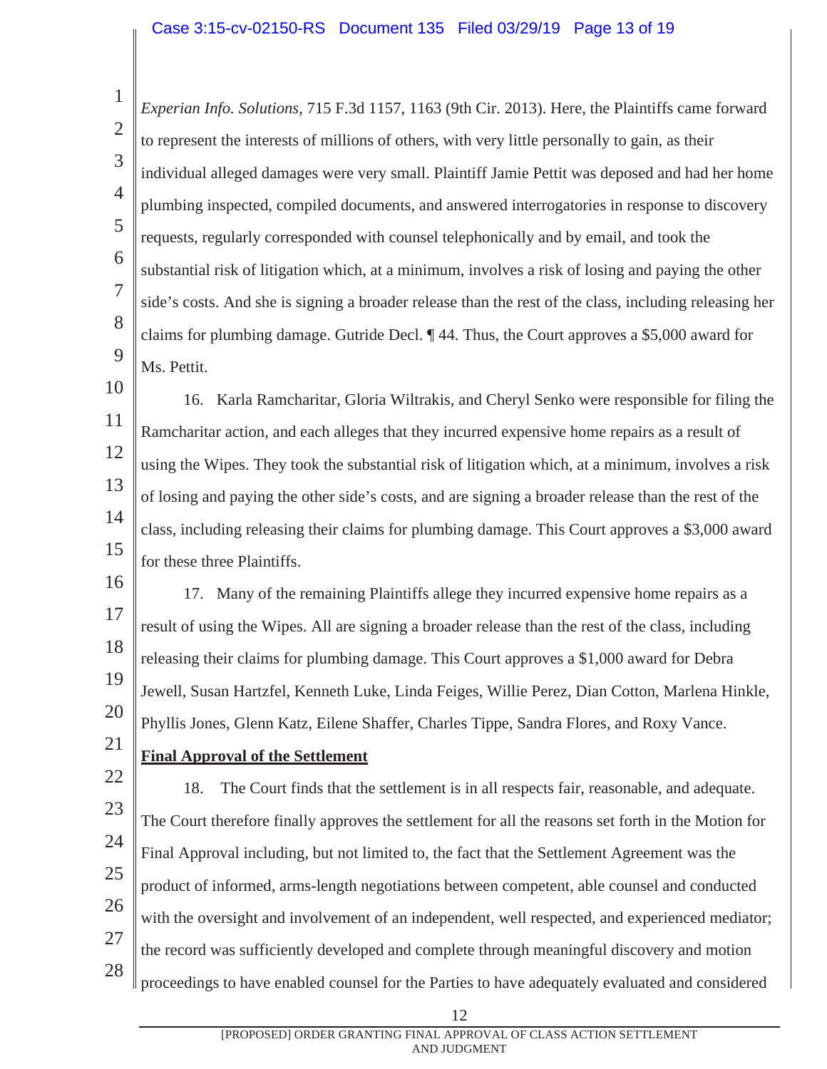*Experian Info. Solutions*, 715 F.3d 1157, 1163 (9th Cir. 2013). Here, the Plaintiffs came forward to represent the interests of millions of others, with very little personally to gain, as their individual alleged damages were very small. Plaintiff Jamie Pettit was deposed and had her home plumbing inspected, compiled documents, and answered interrogatories in response to discovery requests, regularly corresponded with counsel telephonically and by email, and took the substantial risk of litigation which, at a minimum, involves a risk of losing and paying the other side's costs. And she is signing a broader release than the rest of the class, including releasing her claims for plumbing damage. Gutride Decl. ¶ 44. Thus, the Court approves a $5,000 award for Ms. Pettit.

16. Karla Ramcharitar, Gloria Wiltrakis, and Cheryl Senko were responsible for filing the Ramcharitar action, and each alleges that they incurred expensive home repairs as a result of using the Wipes. They took the substantial risk of litigation which, at a minimum, involves a risk of losing and paying the other side's costs, and are signing a broader release than the rest of the class, including releasing their claims for plumbing damage. This Court approves a $3,000 award for these three Plaintiffs.

17. Many of the remaining Plaintiffs allege they incurred expensive home repairs as a result of using the Wipes. All are signing a broader release than the rest of the class, including releasing their claims for plumbing damage. This Court approves a $1,000 award for Debra Jewell, Susan Hartzfel, Kenneth Luke, Linda Feiges, Willie Perez, Dian Cotton, Marlena Hinkle, Phyllis Jones, Glenn Katz, Eilene Shaffer, Charles Tippe, Sandra Flores, and Roxy Vance.

**Final Approval of the Settlement**

18. The Court finds that the settlement is in all respects fair, reasonable, and adequate. The Court therefore finally approves the settlement for all the reasons set forth in the Motion for Final Approval including, but not limited to, the fact that the Settlement Agreement was the product of informed, arms-length negotiations between competent, able counsel and conducted with the oversight and involvement of an independent, well respected, and experienced mediator; the record was sufficiently developed and complete through meaningful discovery and motion proceedings to have enabled counsel for the Parties to have adequately evaluated and considered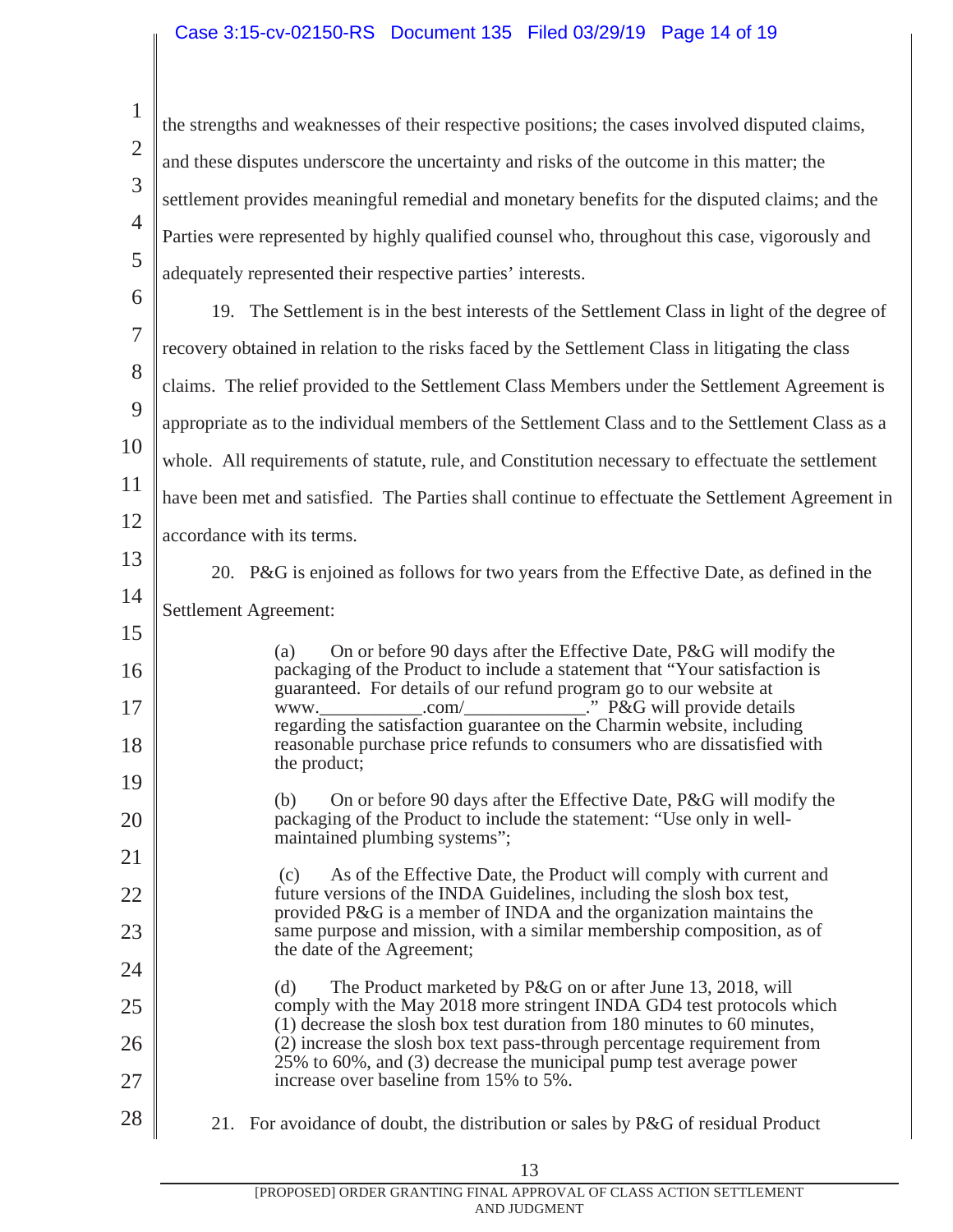the strengths and weaknesses of their respective positions; the cases involved disputed claims, and these disputes underscore the uncertainty and risks of the outcome in this matter; the settlement provides meaningful remedial and monetary benefits for the disputed claims; and the Parties were represented by highly qualified counsel who, throughout this case, vigorously and adequately represented their respective parties' interests.

19. The Settlement is in the best interests of the Settlement Class in light of the degree of recovery obtained in relation to the risks faced by the Settlement Class in litigating the class claims. The relief provided to the Settlement Class Members under the Settlement Agreement is appropriate as to the individual members of the Settlement Class and to the Settlement Class as a whole. All requirements of statute, rule, and Constitution necessary to effectuate the settlement have been met and satisfied. The Parties shall continue to effectuate the Settlement Agreement in accordance with its terms.

20. P&G is enjoined as follows for two years from the Effective Date, as defined in the Settlement Agreement:

> (a) On or before 90 days after the Effective Date, P&G will modify the packaging of the Product to include a statement that "Your satisfaction is guaranteed. For details of our refund program go to our website at www.___________.com/_____________." P&G will provide details regarding the satisfaction guarantee on the Charmin website, including reasonable purchase price refunds to consumers who are dissatisfied with the product;
>
> (b) On or before 90 days after the Effective Date, P&G will modify the packaging of the Product to include the statement: "Use only in well-maintained plumbing systems";
>
> (c) As of the Effective Date, the Product will comply with current and future versions of the INDA Guidelines, including the slosh box test, provided P&G is a member of INDA and the organization maintains the same purpose and mission, with a similar membership composition, as of the date of the Agreement;
>
> (d) The Product marketed by P&G on or after June 13, 2018, will comply with the May 2018 more stringent INDA GD4 test protocols which (1) decrease the slosh box test duration from 180 minutes to 60 minutes, (2) increase the slosh box text pass-through percentage requirement from 25% to 60%, and (3) decrease the municipal pump test average power increase over baseline from 15% to 5%.

21. For avoidance of doubt, the distribution or sales by P&G of residual Product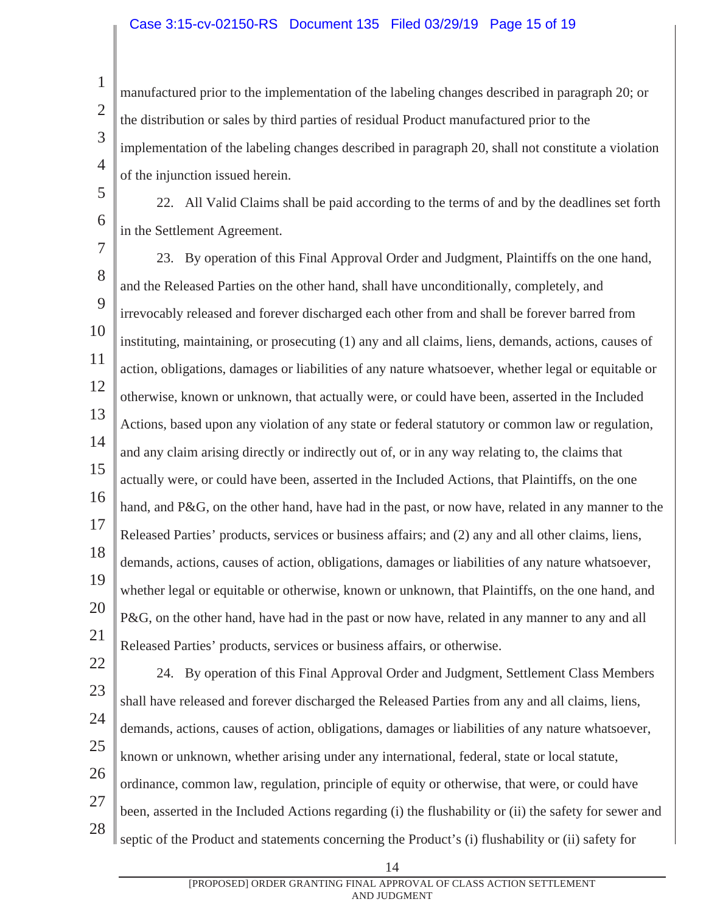manufactured prior to the implementation of the labeling changes described in paragraph 20; or the distribution or sales by third parties of residual Product manufactured prior to the implementation of the labeling changes described in paragraph 20, shall not constitute a violation of the injunction issued herein.

22. All Valid Claims shall be paid according to the terms of and by the deadlines set forth in the Settlement Agreement.

23. By operation of this Final Approval Order and Judgment, Plaintiffs on the one hand, and the Released Parties on the other hand, shall have unconditionally, completely, and irrevocably released and forever discharged each other from and shall be forever barred from instituting, maintaining, or prosecuting (1) any and all claims, liens, demands, actions, causes of action, obligations, damages or liabilities of any nature whatsoever, whether legal or equitable or otherwise, known or unknown, that actually were, or could have been, asserted in the Included Actions, based upon any violation of any state or federal statutory or common law or regulation, and any claim arising directly or indirectly out of, or in any way relating to, the claims that actually were, or could have been, asserted in the Included Actions, that Plaintiffs, on the one hand, and P&G, on the other hand, have had in the past, or now have, related in any manner to the Released Parties' products, services or business affairs; and (2) any and all other claims, liens, demands, actions, causes of action, obligations, damages or liabilities of any nature whatsoever, whether legal or equitable or otherwise, known or unknown, that Plaintiffs, on the one hand, and P&G, on the other hand, have had in the past or now have, related in any manner to any and all Released Parties' products, services or business affairs, or otherwise.

24. By operation of this Final Approval Order and Judgment, Settlement Class Members shall have released and forever discharged the Released Parties from any and all claims, liens, demands, actions, causes of action, obligations, damages or liabilities of any nature whatsoever, known or unknown, whether arising under any international, federal, state or local statute, ordinance, common law, regulation, principle of equity or otherwise, that were, or could have been, asserted in the Included Actions regarding (i) the flushability or (ii) the safety for sewer and septic of the Product and statements concerning the Product's (i) flushability or (ii) safety for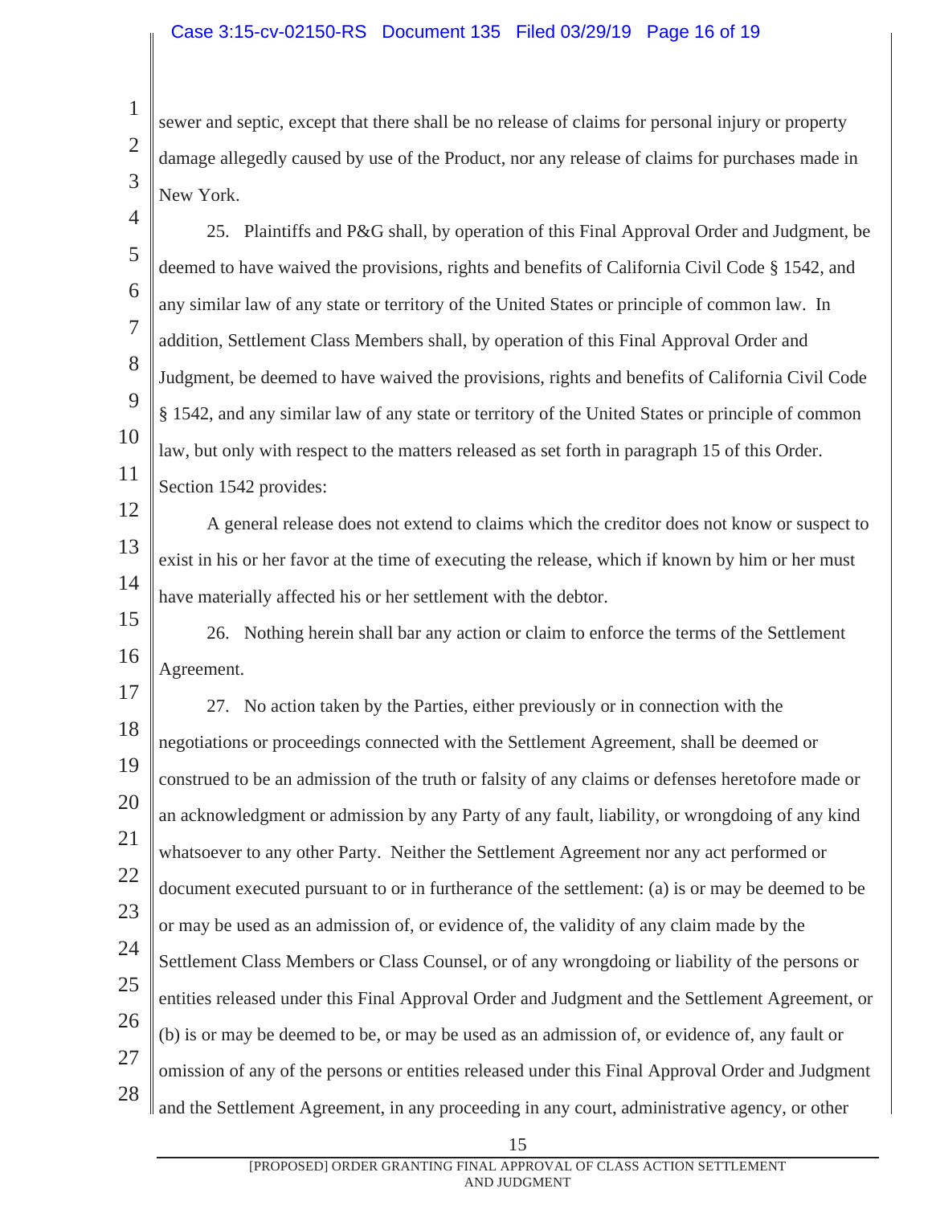sewer and septic, except that there shall be no release of claims for personal injury or property damage allegedly caused by use of the Product, nor any release of claims for purchases made in New York.

25. Plaintiffs and P&G shall, by operation of this Final Approval Order and Judgment, be deemed to have waived the provisions, rights and benefits of California Civil Code § 1542, and any similar law of any state or territory of the United States or principle of common law. In addition, Settlement Class Members shall, by operation of this Final Approval Order and Judgment, be deemed to have waived the provisions, rights and benefits of California Civil Code § 1542, and any similar law of any state or territory of the United States or principle of common law, but only with respect to the matters released as set forth in paragraph 15 of this Order. Section 1542 provides:

> A general release does not extend to claims which the creditor does not know or suspect to exist in his or her favor at the time of executing the release, which if known by him or her must have materially affected his or her settlement with the debtor.

26. Nothing herein shall bar any action or claim to enforce the terms of the Settlement Agreement.

27. No action taken by the Parties, either previously or in connection with the negotiations or proceedings connected with the Settlement Agreement, shall be deemed or construed to be an admission of the truth or falsity of any claims or defenses heretofore made or an acknowledgment or admission by any Party of any fault, liability, or wrongdoing of any kind whatsoever to any other Party. Neither the Settlement Agreement nor any act performed or document executed pursuant to or in furtherance of the settlement: (a) is or may be deemed to be or may be used as an admission of, or evidence of, the validity of any claim made by the Settlement Class Members or Class Counsel, or of any wrongdoing or liability of the persons or entities released under this Final Approval Order and Judgment and the Settlement Agreement, or (b) is or may be deemed to be, or may be used as an admission of, or evidence of, any fault or omission of any of the persons or entities released under this Final Approval Order and Judgment and the Settlement Agreement, in any proceeding in any court, administrative agency, or other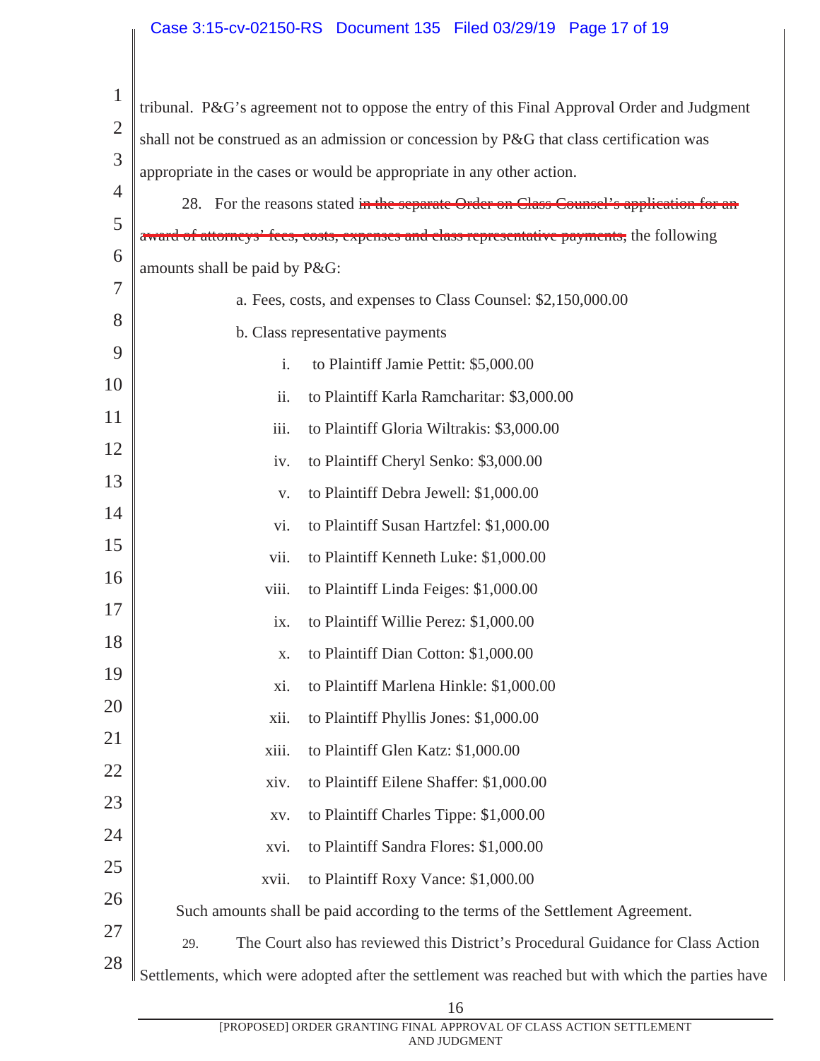tribunal. P&G's agreement not to oppose the entry of this Final Approval Order and Judgment shall not be construed as an admission or concession by P&G that class certification was appropriate in the cases or would be appropriate in any other action.

28. For the reasons stated ~~in the separate Order on Class Counsel's application for an award of attorneys' fees, costs, expenses and class representative payments~~, the following amounts shall be paid by P&G:

a. Fees, costs, and expenses to Class Counsel: $2,150,000.00

b. Class representative payments

i. to Plaintiff Jamie Pettit: $5,000.00

ii. to Plaintiff Karla Ramcharitar: $3,000.00

iii. to Plaintiff Gloria Wiltrakis: $3,000.00

iv. to Plaintiff Cheryl Senko: $3,000.00

v. to Plaintiff Debra Jewell: $1,000.00

vi. to Plaintiff Susan Hartzfel: $1,000.00

vii. to Plaintiff Kenneth Luke: $1,000.00

viii. to Plaintiff Linda Feiges: $1,000.00

ix. to Plaintiff Willie Perez: $1,000.00

x. to Plaintiff Dian Cotton: $1,000.00

xi. to Plaintiff Marlena Hinkle: $1,000.00

xii. to Plaintiff Phyllis Jones: $1,000.00

xiii. to Plaintiff Glen Katz: $1,000.00

xiv. to Plaintiff Eilene Shaffer: $1,000.00

xv. to Plaintiff Charles Tippe: $1,000.00

xvi. to Plaintiff Sandra Flores: $1,000.00

xvii. to Plaintiff Roxy Vance: $1,000.00

Such amounts shall be paid according to the terms of the Settlement Agreement.

29. The Court also has reviewed this District's Procedural Guidance for Class Action Settlements, which were adopted after the settlement was reached but with which the parties have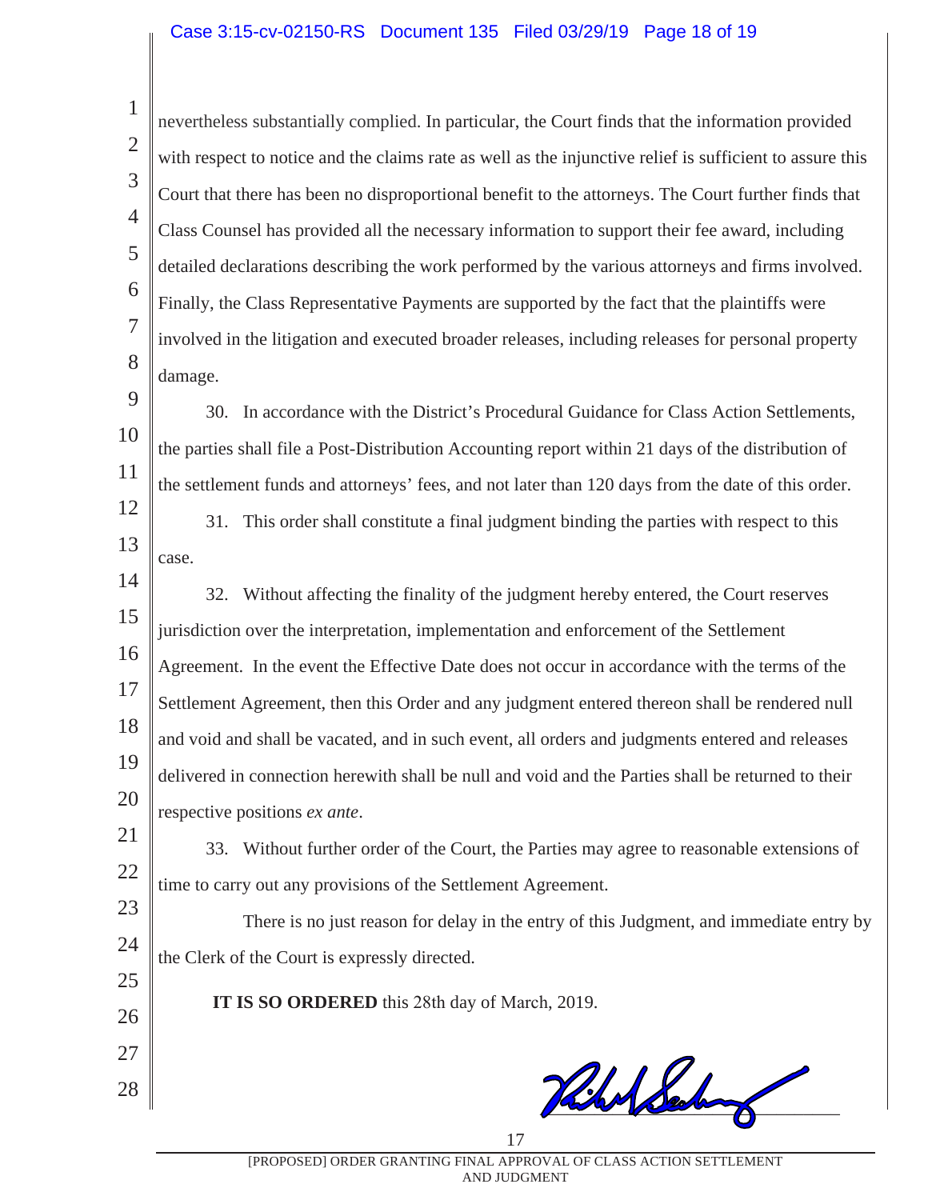nevertheless substantially complied. In particular, the Court finds that the information provided with respect to notice and the claims rate as well as the injunctive relief is sufficient to assure this Court that there has been no disproportional benefit to the attorneys. The Court further finds that Class Counsel has provided all the necessary information to support their fee award, including detailed declarations describing the work performed by the various attorneys and firms involved. Finally, the Class Representative Payments are supported by the fact that the plaintiffs were involved in the litigation and executed broader releases, including releases for personal property damage.

30. In accordance with the District's Procedural Guidance for Class Action Settlements, the parties shall file a Post-Distribution Accounting report within 21 days of the distribution of the settlement funds and attorneys' fees, and not later than 120 days from the date of this order.

31. This order shall constitute a final judgment binding the parties with respect to this case.

32. Without affecting the finality of the judgment hereby entered, the Court reserves jurisdiction over the interpretation, implementation and enforcement of the Settlement Agreement. In the event the Effective Date does not occur in accordance with the terms of the Settlement Agreement, then this Order and any judgment entered thereon shall be rendered null and void and shall be vacated, and in such event, all orders and judgments entered and releases delivered in connection herewith shall be null and void and the Parties shall be returned to their respective positions *ex ante*.

33. Without further order of the Court, the Parties may agree to reasonable extensions of time to carry out any provisions of the Settlement Agreement.

There is no just reason for delay in the entry of this Judgment, and immediate entry by the Clerk of the Court is expressly directed.

**IT IS SO ORDERED** this 28th day of March, 2019.

[PROPOSED] ORDER GRANTING FINAL APPROVAL OF CLASS ACTION SETTLEMENT AND JUDGMENT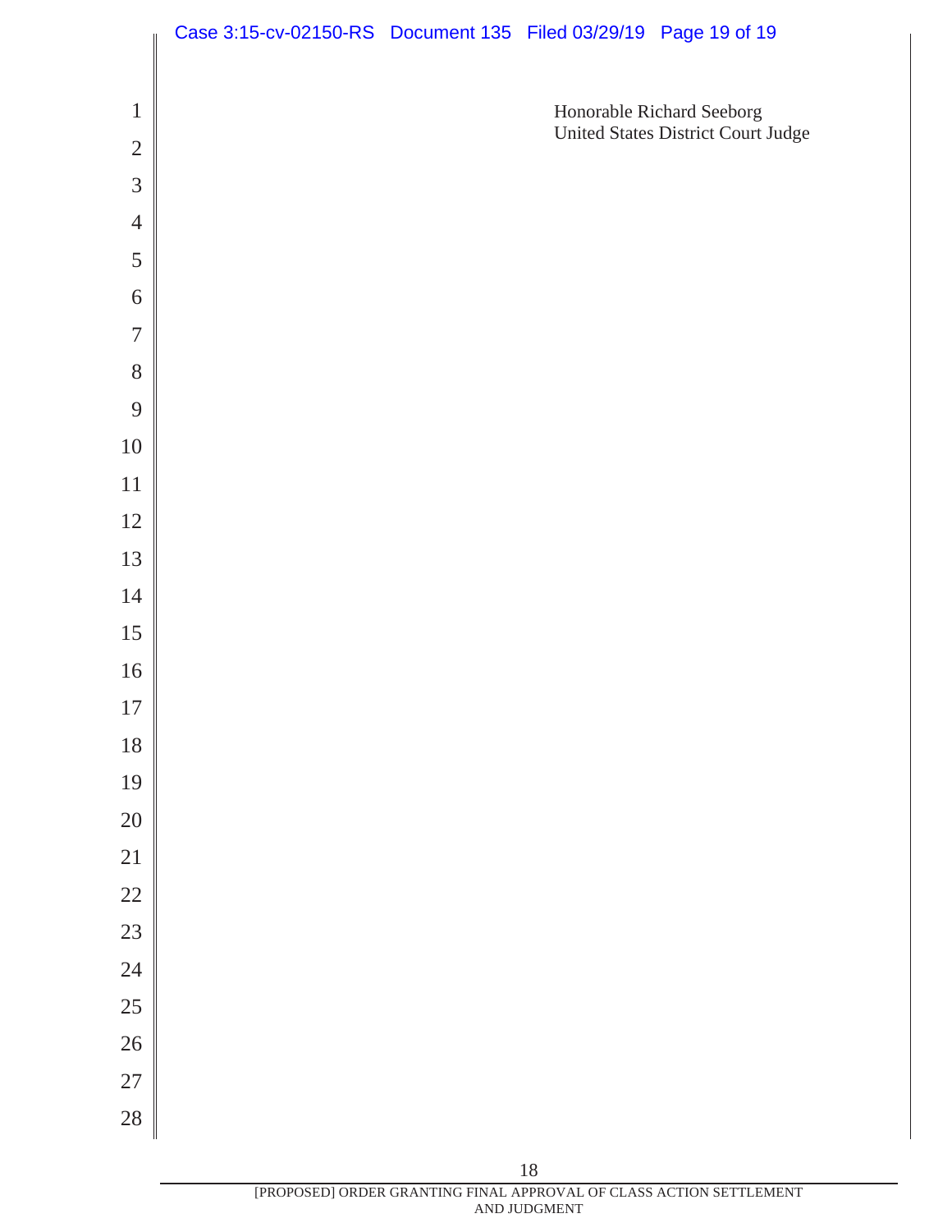Honorable Richard Seeborg
United States District Court Judge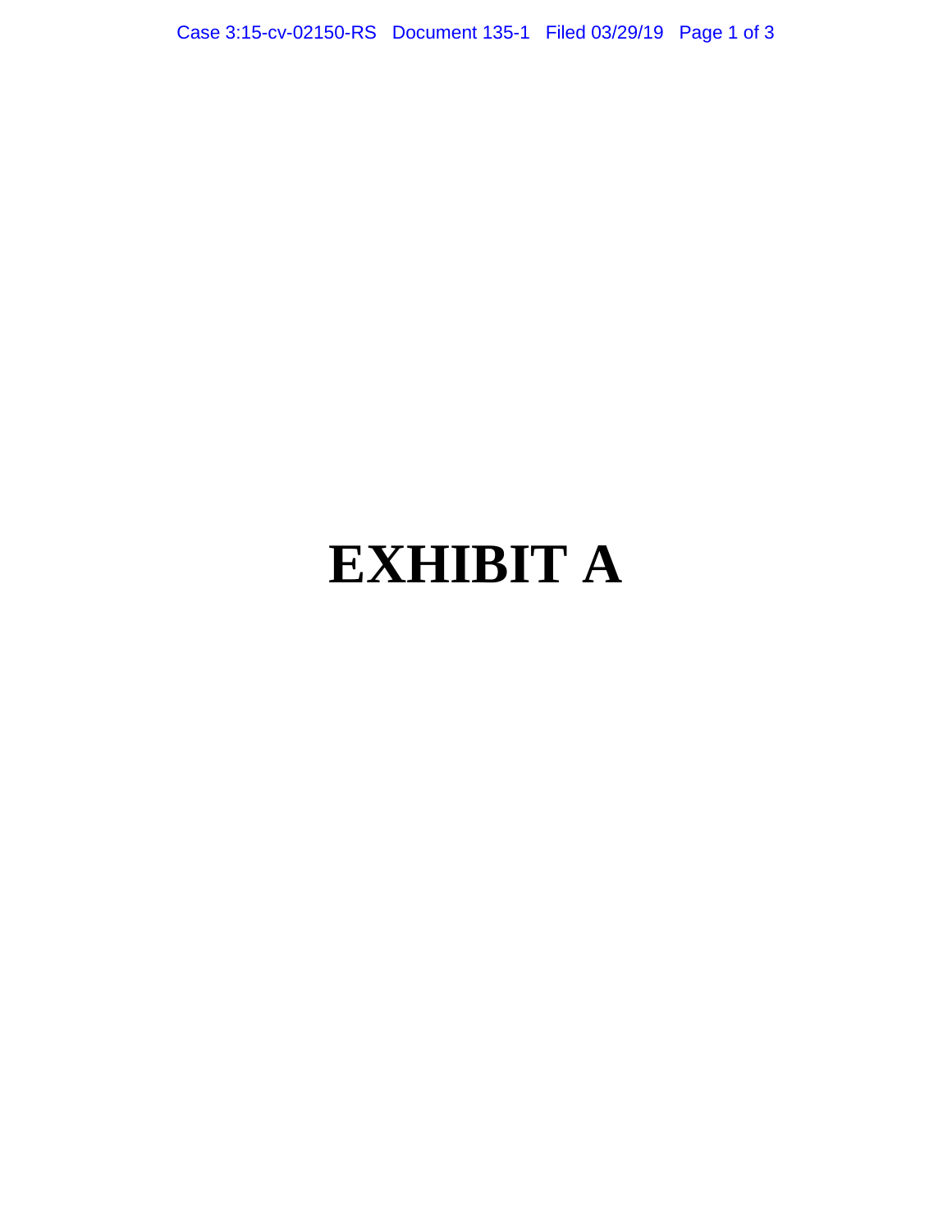# EXHIBIT A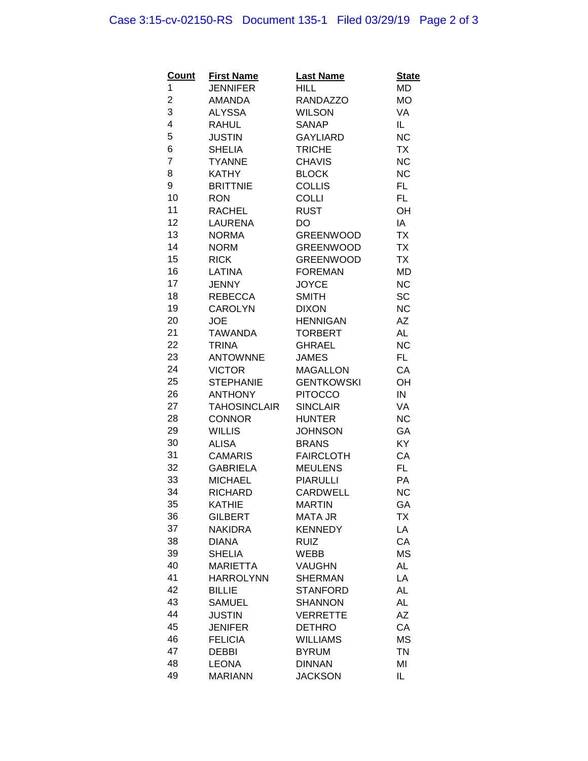| Count | First Name | Last Name | State |
|---|---|---|---|
| 1 | JENNIFER | HILL | MD |
| 2 | AMANDA | RANDAZZO | MO |
| 3 | ALYSSA | WILSON | VA |
| 4 | RAHUL | SANAP | IL |
| 5 | JUSTIN | GAYLIARD | NC |
| 6 | SHELIA | TRICHE | TX |
| 7 | TYANNE | CHAVIS | NC |
| 8 | KATHY | BLOCK | NC |
| 9 | BRITTNIE | COLLIS | FL |
| 10 | RON | COLLI | FL |
| 11 | RACHEL | RUST | OH |
| 12 | LAURENA | DO | IA |
| 13 | NORMA | GREENWOOD | TX |
| 14 | NORM | GREENWOOD | TX |
| 15 | RICK | GREENWOOD | TX |
| 16 | LATINA | FOREMAN | MD |
| 17 | JENNY | JOYCE | NC |
| 18 | REBECCA | SMITH | SC |
| 19 | CAROLYN | DIXON | NC |
| 20 | JOE | HENNIGAN | AZ |
| 21 | TAWANDA | TORBERT | AL |
| 22 | TRINA | GHRAEL | NC |
| 23 | ANTOWNNE | JAMES | FL |
| 24 | VICTOR | MAGALLON | CA |
| 25 | STEPHANIE | GENTKOWSKI | OH |
| 26 | ANTHONY | PITOCCO | IN |
| 27 | TAHOSINCLAIR | SINCLAIR | VA |
| 28 | CONNOR | HUNTER | NC |
| 29 | WILLIS | JOHNSON | GA |
| 30 | ALISA | BRANS | KY |
| 31 | CAMARIS | FAIRCLOTH | CA |
| 32 | GABRIELA | MEULENS | FL |
| 33 | MICHAEL | PIARULLI | PA |
| 34 | RICHARD | CARDWELL | NC |
| 35 | KATHIE | MARTIN | GA |
| 36 | GILBERT | MATA JR | TX |
| 37 | NAKIDRA | KENNEDY | LA |
| 38 | DIANA | RUIZ | CA |
| 39 | SHELIA | WEBB | MS |
| 40 | MARIETTA | VAUGHN | AL |
| 41 | HARROLYNN | SHERMAN | LA |
| 42 | BILLIE | STANFORD | AL |
| 43 | SAMUEL | SHANNON | AL |
| 44 | JUSTIN | VERRETTE | AZ |
| 45 | JENIFER | DETHRO | CA |
| 46 | FELICIA | WILLIAMS | MS |
| 47 | DEBBI | BYRUM | TN |
| 48 | LEONA | DINNAN | MI |
| 49 | MARIANN | JACKSON | IL |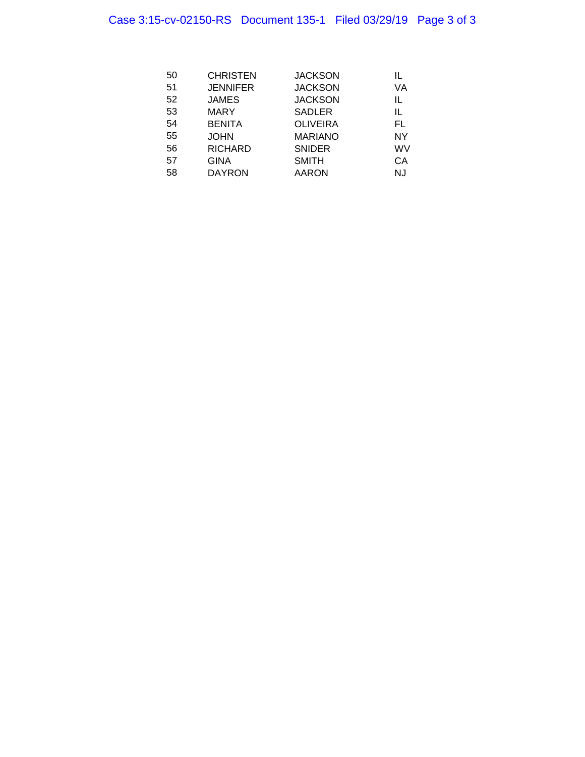| | | | |
|---|---|---|---|
| 50 | CHRISTEN | JACKSON | IL |
| 51 | JENNIFER | JACKSON | VA |
| 52 | JAMES | JACKSON | IL |
| 53 | MARY | SADLER | IL |
| 54 | BENITA | OLIVEIRA | FL |
| 55 | JOHN | MARIANO | NY |
| 56 | RICHARD | SNIDER | WV |
| 57 | GINA | SMITH | CA |
| 58 | DAYRON | AARON | NJ |